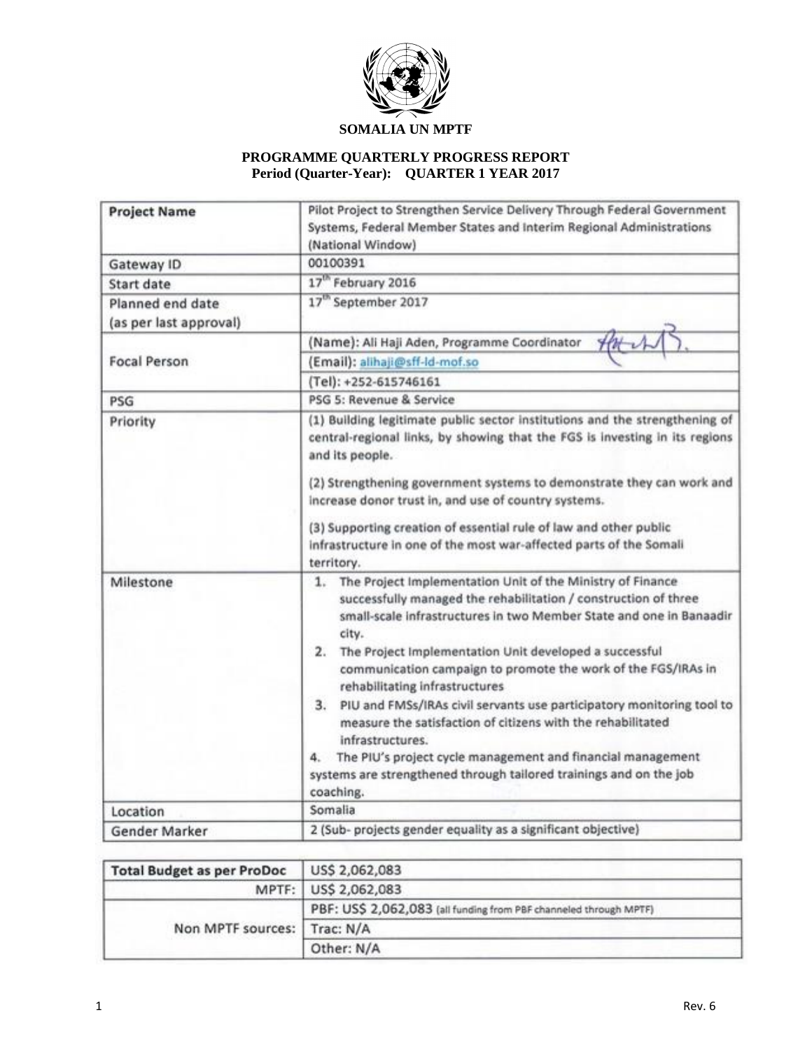# SOMALIA UN MPTF

## PROGRAMME QUARTERLY PROGRESS REPORT

**Period (Quarter-Year): QUARTER 1 YEAR 2017**

| Project Name | Pilot Project to Strengthen Service Delivery Through Federal Government Systems, Federal Member States and Interim Regional Administrations (National Window) |
|---|---|
| Gateway ID | 00100391 |
| Start date | 17th February 2016 |
| Planned end date (as per last approval) | 17th September 2017 |
| Focal Person | (Name): Ali Haji Aden, Programme Coordinator |
| | (Email): alihaji@sff-ld-mof.so |
| | (Tel): +252-615746161 |
| PSG | PSG 5: Revenue & Service |
| Priority | (1) Building legitimate public sector institutions and the strengthening of central-regional links, by showing that the FGS is investing in its regions and its people.<br><br>(2) Strengthening government systems to demonstrate they can work and increase donor trust in, and use of country systems.<br><br>(3) Supporting creation of essential rule of law and other public infrastructure in one of the most war-affected parts of the Somali territory. |
| Milestone | 1. The Project Implementation Unit of the Ministry of Finance successfully managed the rehabilitation / construction of three small-scale infrastructures in two Member State and one in Banaadir city.<br>2. The Project Implementation Unit developed a successful communication campaign to promote the work of the FGS/IRAs in rehabilitating infrastructures<br>3. PIU and FMSs/IRAs civil servants use participatory monitoring tool to measure the satisfaction of citizens with the rehabilitated infrastructures.<br>4. The PIU's project cycle management and financial management systems are strengthened through tailored trainings and on the job coaching. |
| Location | Somalia |
| Gender Marker | 2 (Sub- projects gender equality as a significant objective) |

| Total Budget as per ProDoc | US$ 2,062,083 |
|---|---|
| MPTF: | US$ 2,062,083 |
| Non MPTF sources: | PBF: US$ 2,062,083 (all funding from PBF channeled through MPTF) |
| | Trac: N/A |
| | Other: N/A |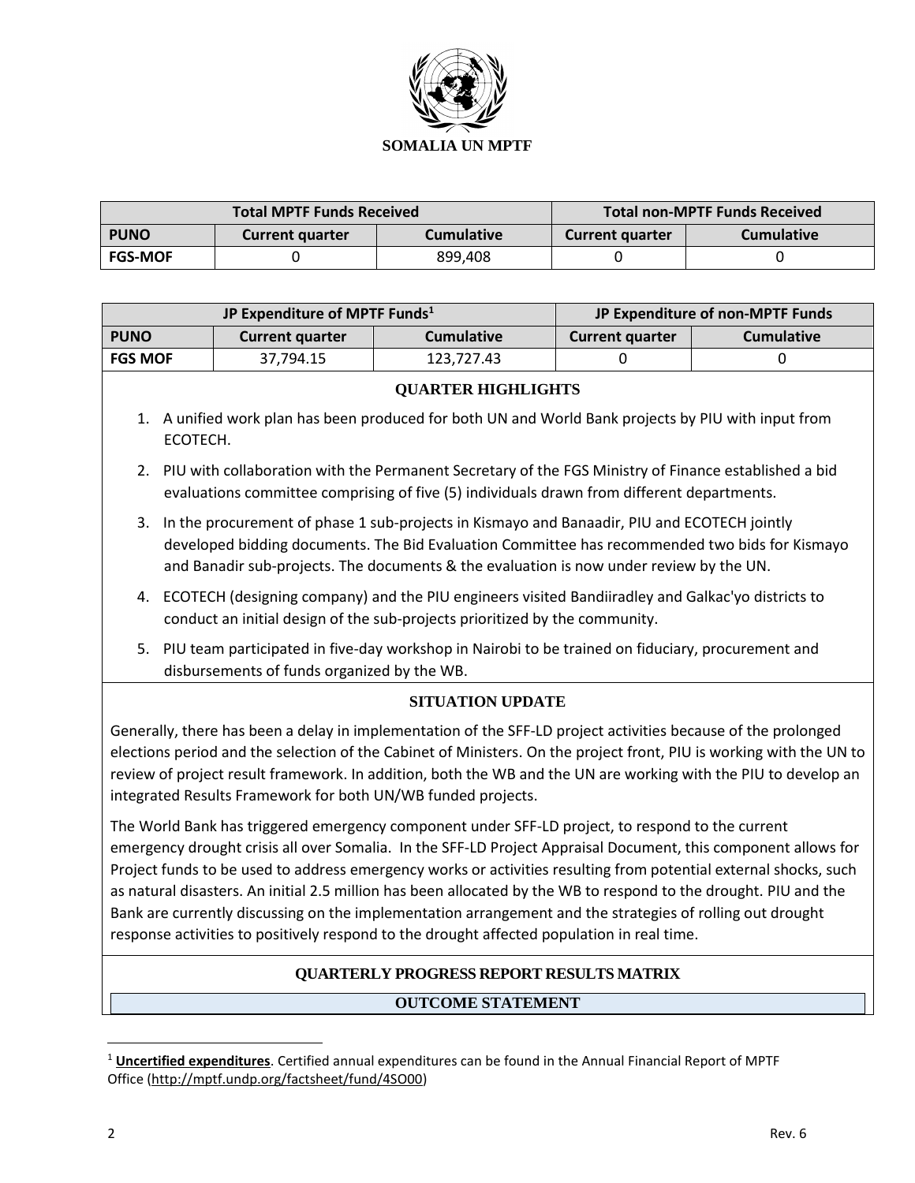**SOMALIA UN MPTF**

| Total MPTF Funds Received | | | Total non-MPTF Funds Received | |
|---|---|---|---|---|
| **PUNO** | **Current quarter** | **Cumulative** | **Current quarter** | **Cumulative** |
| **FGS-MOF** | 0 | 899,408 | 0 | 0 |

| JP Expenditure of MPTF Funds[1] | | | JP Expenditure of non-MPTF Funds | |
|---|---|---|---|---|
| **PUNO** | **Current quarter** | **Cumulative** | **Current quarter** | **Cumulative** |
| **FGS MOF** | 37,794.15 | 123,727.43 | 0 | 0 |

**QUARTER HIGHLIGHTS**

1. A unified work plan has been produced for both UN and World Bank projects by PIU with input from ECOTECH.
2. PIU with collaboration with the Permanent Secretary of the FGS Ministry of Finance established a bid evaluations committee comprising of five (5) individuals drawn from different departments.
3. In the procurement of phase 1 sub-projects in Kismayo and Banaadir, PIU and ECOTECH jointly developed bidding documents. The Bid Evaluation Committee has recommended two bids for Kismayo and Banadir sub-projects. The documents & the evaluation is now under review by the UN.
4. ECOTECH (designing company) and the PIU engineers visited Bandiiradley and Galkac'yo districts to conduct an initial design of the sub-projects prioritized by the community.
5. PIU team participated in five-day workshop in Nairobi to be trained on fiduciary, procurement and disbursements of funds organized by the WB.

**SITUATION UPDATE**

Generally, there has been a delay in implementation of the SFF-LD project activities because of the prolonged elections period and the selection of the Cabinet of Ministers. On the project front, PIU is working with the UN to review of project result framework. In addition, both the WB and the UN are working with the PIU to develop an integrated Results Framework for both UN/WB funded projects.

The World Bank has triggered emergency component under SFF-LD project, to respond to the current emergency drought crisis all over Somalia. In the SFF-LD Project Appraisal Document, this component allows for Project funds to be used to address emergency works or activities resulting from potential external shocks, such as natural disasters. An initial 2.5 million has been allocated by the WB to respond to the drought. PIU and the Bank are currently discussing on the implementation arrangement and the strategies of rolling out drought response activities to positively respond to the drought affected population in real time.

**QUARTERLY PROGRESS REPORT RESULTS MATRIX**

**OUTCOME STATEMENT**

[1] **Uncertified expenditures**. Certified annual expenditures can be found in the Annual Financial Report of MPTF Office (http://mptf.undp.org/factsheet/fund/4SO00)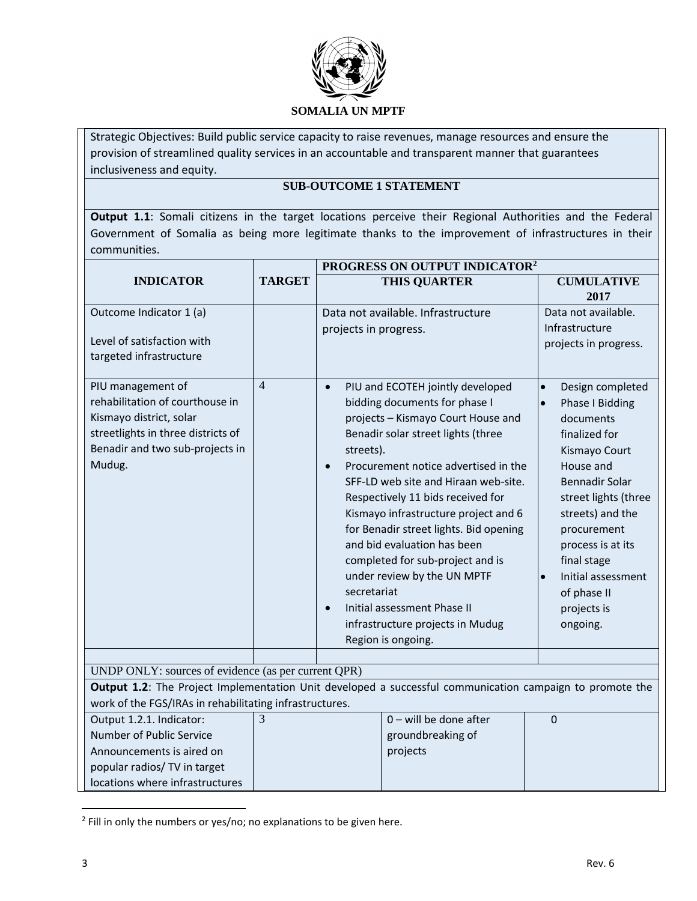**SOMALIA UN MPTF**

Strategic Objectives: Build public service capacity to raise revenues, manage resources and ensure the provision of streamlined quality services in an accountable and transparent manner that guarantees inclusiveness and equity.

**SUB-OUTCOME 1 STATEMENT**

**Output 1.1**: Somali citizens in the target locations perceive their Regional Authorities and the Federal Government of Somalia as being more legitimate thanks to the improvement of infrastructures in their communities.

| INDICATOR | TARGET | PROGRESS ON OUTPUT INDICATOR[2] THIS QUARTER | CUMULATIVE 2017 |
|---|---|---|---|
| Outcome Indicator 1 (a)<br><br>Level of satisfaction with targeted infrastructure | | Data not available. Infrastructure projects in progress. | Data not available. Infrastructure projects in progress. |
| PIU management of rehabilitation of courthouse in Kismayo district, solar streetlights in three districts of Benadir and two sub-projects in Mudug. | 4 | • PIU and ECOTEH jointly developed bidding documents for phase I projects – Kismayo Court House and Benadir solar street lights (three streets).<br>• Procurement notice advertised in the SFF-LD web site and Hiraan web-site. Respectively 11 bids received for Kismayo infrastructure project and 6 for Benadir street lights. Bid opening and bid evaluation has been completed for sub-project and is under review by the UN MPTF secretariat<br>• Initial assessment Phase II infrastructure projects in Mudug Region is ongoing. | • Design completed<br>• Phase I Bidding documents finalized for Kismayo Court House and Bennadir Solar street lights (three streets) and the procurement process is at its final stage<br>• Initial assessment of phase II projects is ongoing. |
| | | | |

UNDP ONLY: sources of evidence (as per current QPR)

**Output 1.2**: The Project Implementation Unit developed a successful communication campaign to promote the work of the FGS/IRAs in rehabilitating infrastructures.

| | | | |
|---|---|---|---|
| Output 1.2.1. Indicator: Number of Public Service Announcements is aired on popular radios/ TV in target locations where infrastructures | 3 | 0 – will be done after groundbreaking of projects | 0 |

[2] Fill in only the numbers or yes/no; no explanations to be given here.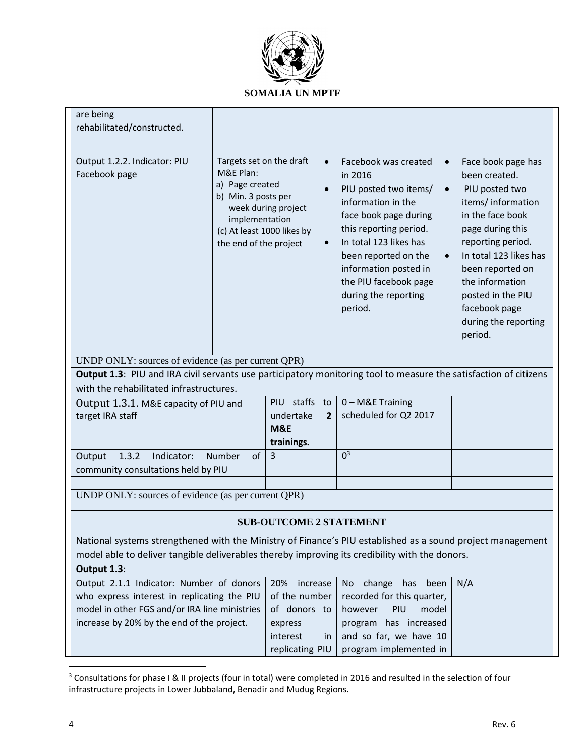| | | | |
|---|---|---|---|
| are being rehabilitated/constructed. | | | |
| Output 1.2.2. Indicator: PIU Facebook page | Targets set on the draft M&E Plan:<br>a) Page created<br>b) Min. 3 posts per week during project implementation<br>(c) At least 1000 likes by the end of the project | • Facebook was created in 2016<br>• PIU posted two items/ information in the face book page during this reporting period.<br>• In total 123 likes has been reported on the information posted in the PIU facebook page during the reporting period. | • Face book page has been created.<br>• PIU posted two items/ information in the face book page during this reporting period.<br>• In total 123 likes has been reported on the information posted in the PIU facebook page during the reporting period. |
| | | | |

UNDP ONLY: sources of evidence (as per current QPR)

**Output 1.3**: PIU and IRA civil servants use participatory monitoring tool to measure the satisfaction of citizens with the rehabilitated infrastructures.

| | | | |
|---|---|---|---|
| Output 1.3.1. M&E capacity of PIU and target IRA staff | PIU staffs to undertake **2 M&E trainings.** | 0 – M&E Training scheduled for Q2 2017 | |
| Output 1.3.2 Indicator: Number of community consultations held by PIU | 3 | 0[3] | |
| | | | |

UNDP ONLY: sources of evidence (as per current QPR)

**SUB-OUTCOME 2 STATEMENT**

National systems strengthened with the Ministry of Finance's PIU established as a sound project management model able to deliver tangible deliverables thereby improving its credibility with the donors.

**Output 1.3**:

| | | | |
|---|---|---|---|
| Output 2.1.1 Indicator: Number of donors who express interest in replicating the PIU model in other FGS and/or IRA line ministries increase by 20% by the end of the project. | 20% increase of the number of donors to express interest in replicating PIU | No change has been recorded for this quarter, however PIU model program has increased and so far, we have 10 program implemented in | N/A |

[3] Consultations for phase I & II projects (four in total) were completed in 2016 and resulted in the selection of four infrastructure projects in Lower Jubbaland, Benadir and Mudug Regions.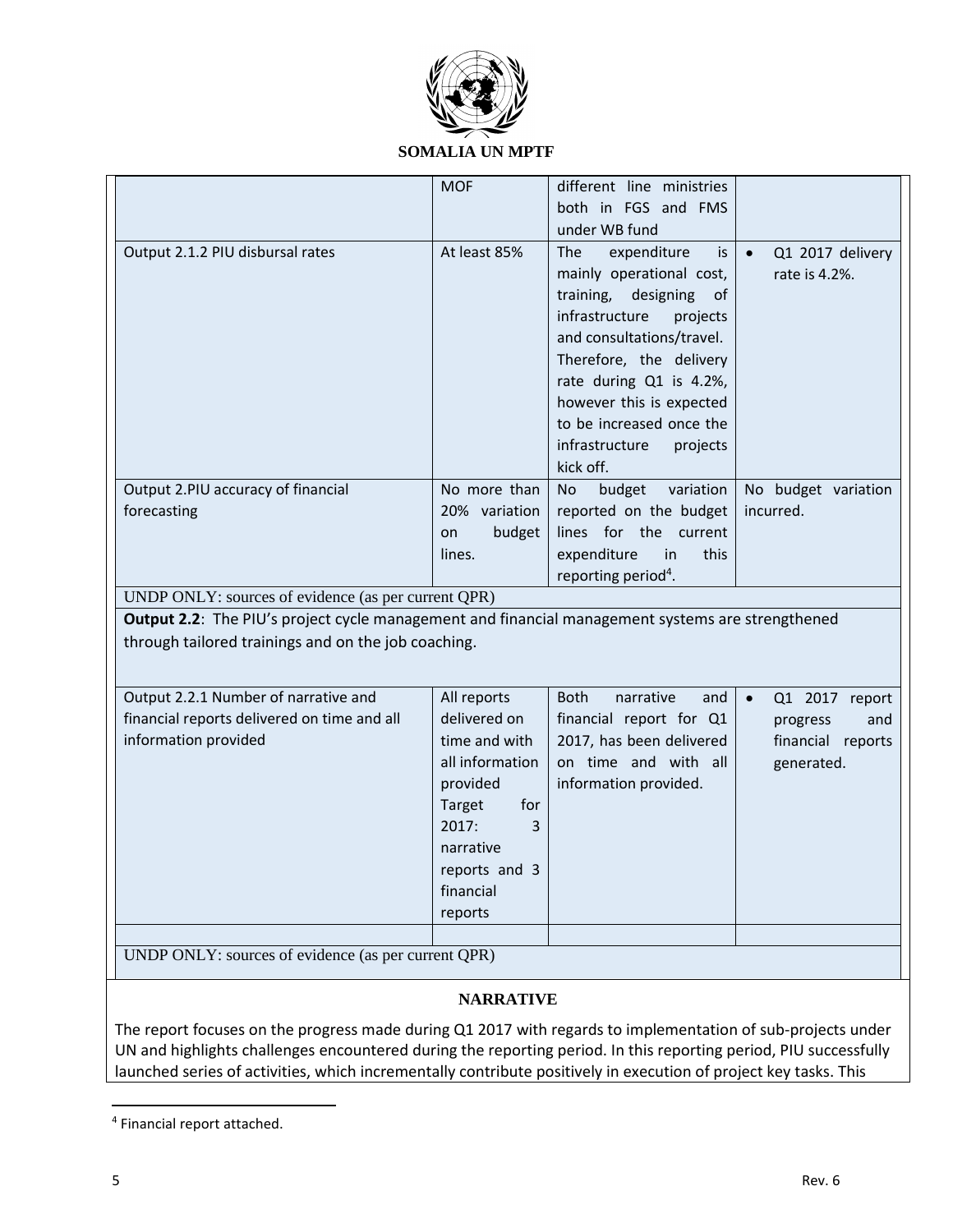| | | | |
|---|---|---|---|
| | MOF | different line ministries both in FGS and FMS under WB fund | |
| Output 2.1.2 PIU disbursal rates | At least 85% | The expenditure is mainly operational cost, training, designing of infrastructure projects and consultations/travel. Therefore, the delivery rate during Q1 is 4.2%, however this is expected to be increased once the infrastructure projects kick off. | • Q1 2017 delivery rate is 4.2%. |
| Output 2.PIU accuracy of financial forecasting | No more than 20% variation on budget lines. | No budget variation reported on the budget lines for the current expenditure in this reporting period[4]. | No budget variation incurred. |
| UNDP ONLY: sources of evidence (as per current QPR) | | | |
| **Output 2.2**: The PIU's project cycle management and financial management systems are strengthened through tailored trainings and on the job coaching. | | | |
| Output 2.2.1 Number of narrative and financial reports delivered on time and all information provided | All reports delivered on time and with all information provided Target for 2017: 3 narrative reports and 3 financial reports | Both narrative and financial report for Q1 2017, has been delivered on time and with all information provided. | • Q1 2017 report progress and financial reports generated. |
| | | | |
| UNDP ONLY: sources of evidence (as per current QPR) | | | |

**NARRATIVE**

The report focuses on the progress made during Q1 2017 with regards to implementation of sub-projects under UN and highlights challenges encountered during the reporting period. In this reporting period, PIU successfully launched series of activities, which incrementally contribute positively in execution of project key tasks. This

[4] Financial report attached.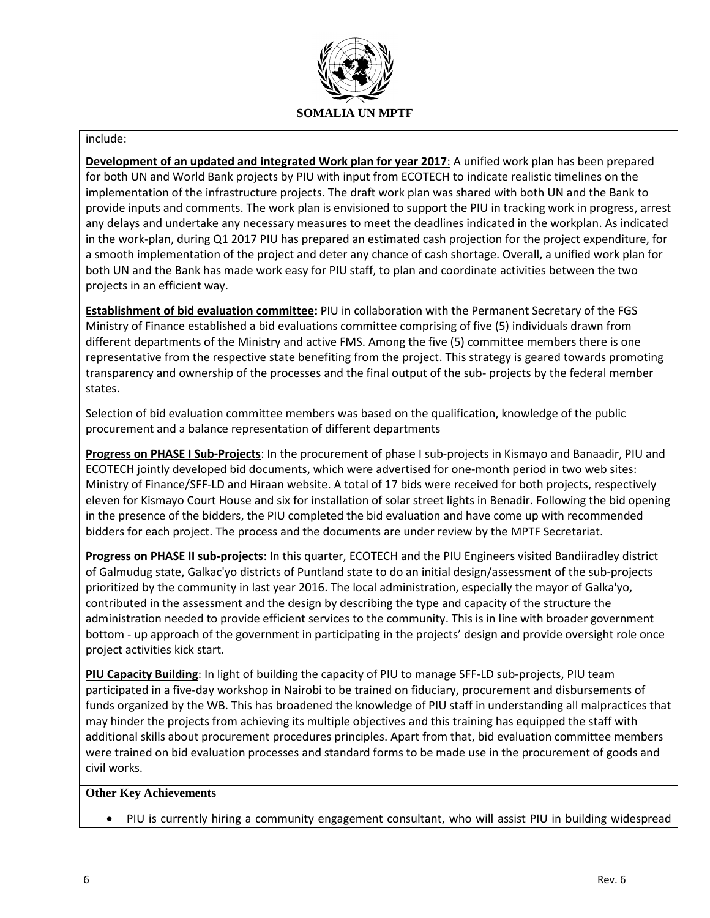include:

**Development of an updated and integrated Work plan for year 2017**: A unified work plan has been prepared for both UN and World Bank projects by PIU with input from ECOTECH to indicate realistic timelines on the implementation of the infrastructure projects. The draft work plan was shared with both UN and the Bank to provide inputs and comments. The work plan is envisioned to support the PIU in tracking work in progress, arrest any delays and undertake any necessary measures to meet the deadlines indicated in the workplan. As indicated in the work-plan, during Q1 2017 PIU has prepared an estimated cash projection for the project expenditure, for a smooth implementation of the project and deter any chance of cash shortage. Overall, a unified work plan for both UN and the Bank has made work easy for PIU staff, to plan and coordinate activities between the two projects in an efficient way.

**Establishment of bid evaluation committee:** PIU in collaboration with the Permanent Secretary of the FGS Ministry of Finance established a bid evaluations committee comprising of five (5) individuals drawn from different departments of the Ministry and active FMS. Among the five (5) committee members there is one representative from the respective state benefiting from the project. This strategy is geared towards promoting transparency and ownership of the processes and the final output of the sub- projects by the federal member states.

Selection of bid evaluation committee members was based on the qualification, knowledge of the public procurement and a balance representation of different departments

**Progress on PHASE I Sub-Projects**: In the procurement of phase I sub-projects in Kismayo and Banaadir, PIU and ECOTECH jointly developed bid documents, which were advertised for one-month period in two web sites: Ministry of Finance/SFF-LD and Hiraan website. A total of 17 bids were received for both projects, respectively eleven for Kismayo Court House and six for installation of solar street lights in Benadir. Following the bid opening in the presence of the bidders, the PIU completed the bid evaluation and have come up with recommended bidders for each project. The process and the documents are under review by the MPTF Secretariat.

**Progress on PHASE II sub-projects**: In this quarter, ECOTECH and the PIU Engineers visited Bandiiradley district of Galmudug state, Galkac'yo districts of Puntland state to do an initial design/assessment of the sub-projects prioritized by the community in last year 2016. The local administration, especially the mayor of Galka'yo, contributed in the assessment and the design by describing the type and capacity of the structure the administration needed to provide efficient services to the community. This is in line with broader government bottom - up approach of the government in participating in the projects' design and provide oversight role once project activities kick start.

**PIU Capacity Building**: In light of building the capacity of PIU to manage SFF-LD sub-projects, PIU team participated in a five-day workshop in Nairobi to be trained on fiduciary, procurement and disbursements of funds organized by the WB. This has broadened the knowledge of PIU staff in understanding all malpractices that may hinder the projects from achieving its multiple objectives and this training has equipped the staff with additional skills about procurement procedures principles. Apart from that, bid evaluation committee members were trained on bid evaluation processes and standard forms to be made use in the procurement of goods and civil works.

**Other Key Achievements**

- PIU is currently hiring a community engagement consultant, who will assist PIU in building widespread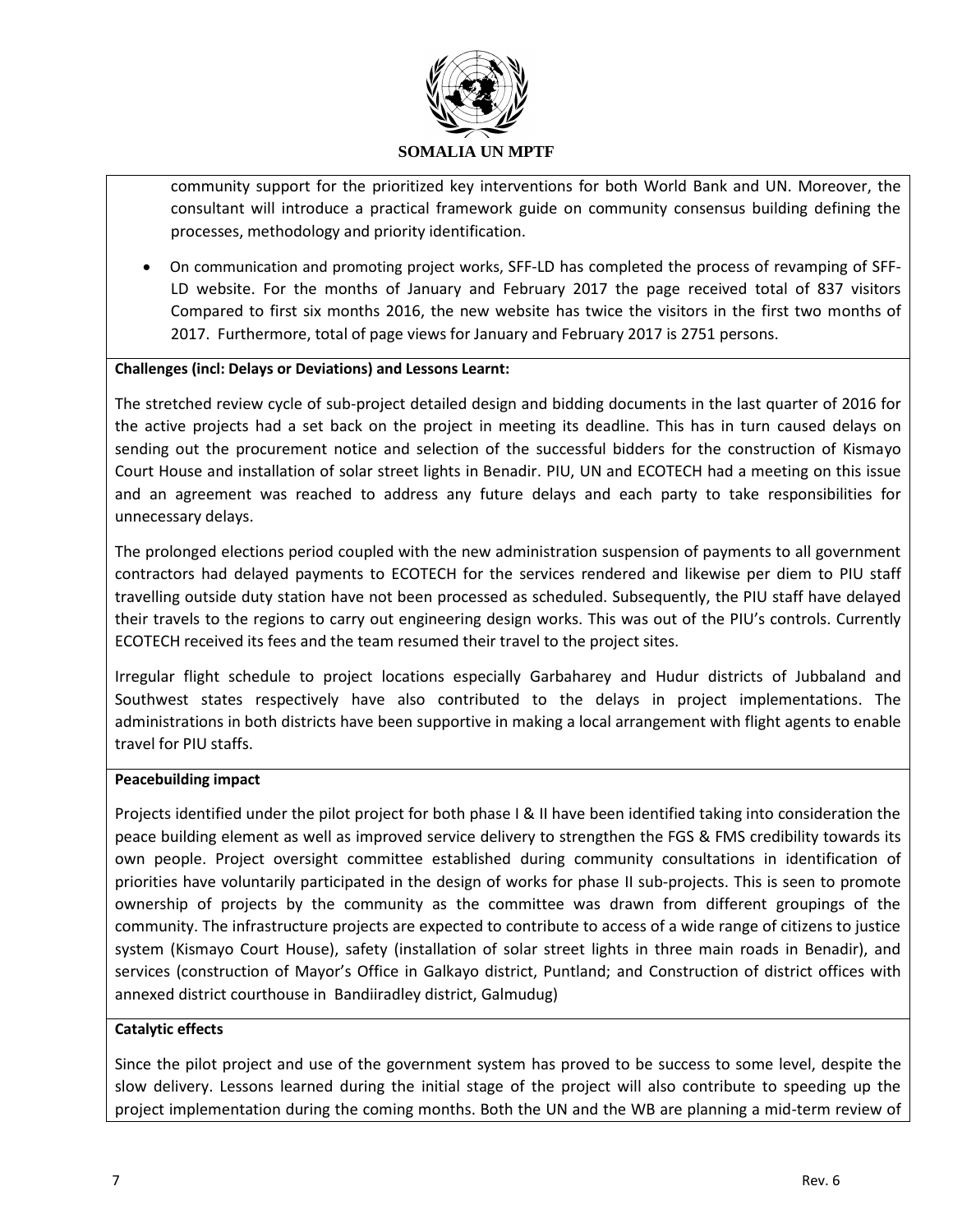community support for the prioritized key interventions for both World Bank and UN. Moreover, the consultant will introduce a practical framework guide on community consensus building defining the processes, methodology and priority identification.

- On communication and promoting project works, SFF-LD has completed the process of revamping of SFF-LD website. For the months of January and February 2017 the page received total of 837 visitors Compared to first six months 2016, the new website has twice the visitors in the first two months of 2017. Furthermore, total of page views for January and February 2017 is 2751 persons.

**Challenges (incl: Delays or Deviations) and Lessons Learnt:**

The stretched review cycle of sub-project detailed design and bidding documents in the last quarter of 2016 for the active projects had a set back on the project in meeting its deadline. This has in turn caused delays on sending out the procurement notice and selection of the successful bidders for the construction of Kismayo Court House and installation of solar street lights in Benadir. PIU, UN and ECOTECH had a meeting on this issue and an agreement was reached to address any future delays and each party to take responsibilities for unnecessary delays.

The prolonged elections period coupled with the new administration suspension of payments to all government contractors had delayed payments to ECOTECH for the services rendered and likewise per diem to PIU staff travelling outside duty station have not been processed as scheduled. Subsequently, the PIU staff have delayed their travels to the regions to carry out engineering design works. This was out of the PIU's controls. Currently ECOTECH received its fees and the team resumed their travel to the project sites.

Irregular flight schedule to project locations especially Garbaharey and Hudur districts of Jubbaland and Southwest states respectively have also contributed to the delays in project implementations. The administrations in both districts have been supportive in making a local arrangement with flight agents to enable travel for PIU staffs.

**Peacebuilding impact**

Projects identified under the pilot project for both phase I & II have been identified taking into consideration the peace building element as well as improved service delivery to strengthen the FGS & FMS credibility towards its own people. Project oversight committee established during community consultations in identification of priorities have voluntarily participated in the design of works for phase II sub-projects. This is seen to promote ownership of projects by the community as the committee was drawn from different groupings of the community. The infrastructure projects are expected to contribute to access of a wide range of citizens to justice system (Kismayo Court House), safety (installation of solar street lights in three main roads in Benadir), and services (construction of Mayor's Office in Galkayo district, Puntland; and Construction of district offices with annexed district courthouse in Bandiiradley district, Galmudug)

**Catalytic effects**

Since the pilot project and use of the government system has proved to be success to some level, despite the slow delivery. Lessons learned during the initial stage of the project will also contribute to speeding up the project implementation during the coming months. Both the UN and the WB are planning a mid-term review of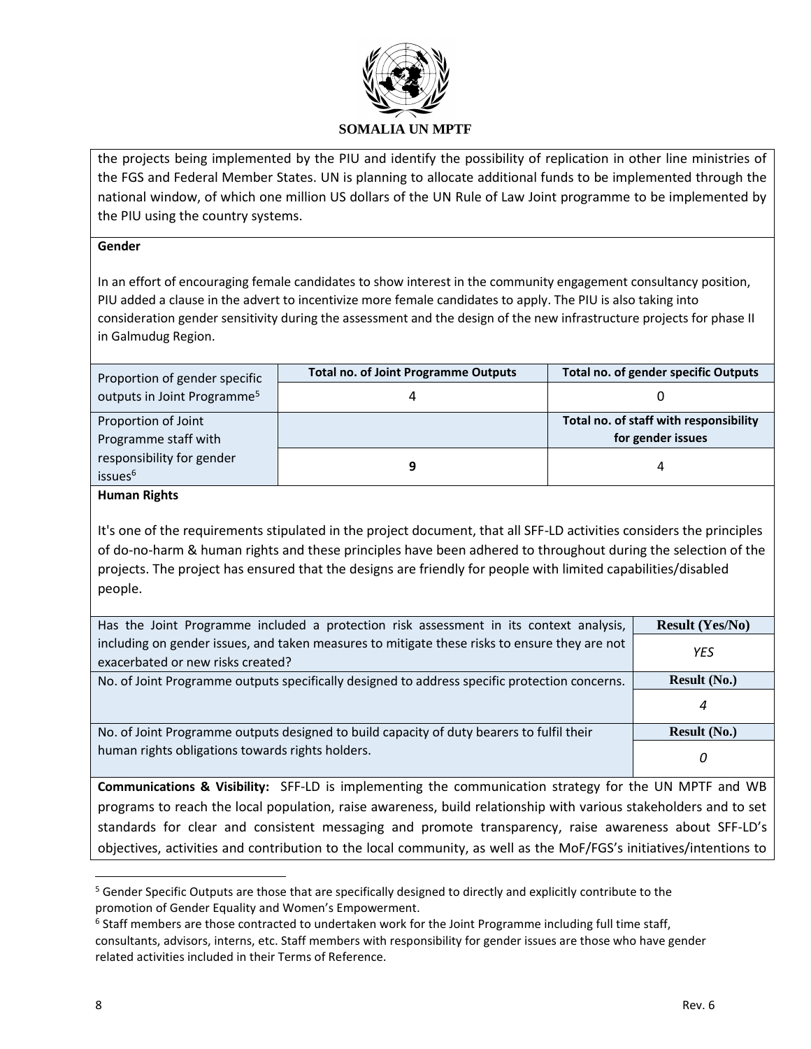the projects being implemented by the PIU and identify the possibility of replication in other line ministries of the FGS and Federal Member States. UN is planning to allocate additional funds to be implemented through the national window, of which one million US dollars of the UN Rule of Law Joint programme to be implemented by the PIU using the country systems.

**Gender**

In an effort of encouraging female candidates to show interest in the community engagement consultancy position, PIU added a clause in the advert to incentivize more female candidates to apply. The PIU is also taking into consideration gender sensitivity during the assessment and the design of the new infrastructure projects for phase II in Galmudug Region.

| | **Total no. of Joint Programme Outputs** | **Total no. of gender specific Outputs** |
|---|---|---|
| Proportion of gender specific outputs in Joint Programme[5] | 4 | 0 |
| Proportion of Joint Programme staff with responsibility for gender issues[6] | | **Total no. of staff with responsibility for gender issues** |
| | **9** | 4 |

**Human Rights**

It's one of the requirements stipulated in the project document, that all SFF-LD activities considers the principles of do-no-harm & human rights and these principles have been adhered to throughout during the selection of the projects. The project has ensured that the designs are friendly for people with limited capabilities/disabled people.

| | **Result (Yes/No)** |
|---|---|
| Has the Joint Programme included a protection risk assessment in its context analysis, including on gender issues, and taken measures to mitigate these risks to ensure they are not exacerbated or new risks created? | *YES* |
| | **Result (No.)** |
| No. of Joint Programme outputs specifically designed to address specific protection concerns. | *4* |
| | **Result (No.)** |
| No. of Joint Programme outputs designed to build capacity of duty bearers to fulfil their human rights obligations towards rights holders. | *0* |

**Communications & Visibility:** SFF-LD is implementing the communication strategy for the UN MPTF and WB programs to reach the local population, raise awareness, build relationship with various stakeholders and to set standards for clear and consistent messaging and promote transparency, raise awareness about SFF-LD's objectives, activities and contribution to the local community, as well as the MoF/FGS's initiatives/intentions to

[5] Gender Specific Outputs are those that are specifically designed to directly and explicitly contribute to the promotion of Gender Equality and Women's Empowerment.

[6] Staff members are those contracted to undertaken work for the Joint Programme including full time staff, consultants, advisors, interns, etc. Staff members with responsibility for gender issues are those who have gender related activities included in their Terms of Reference.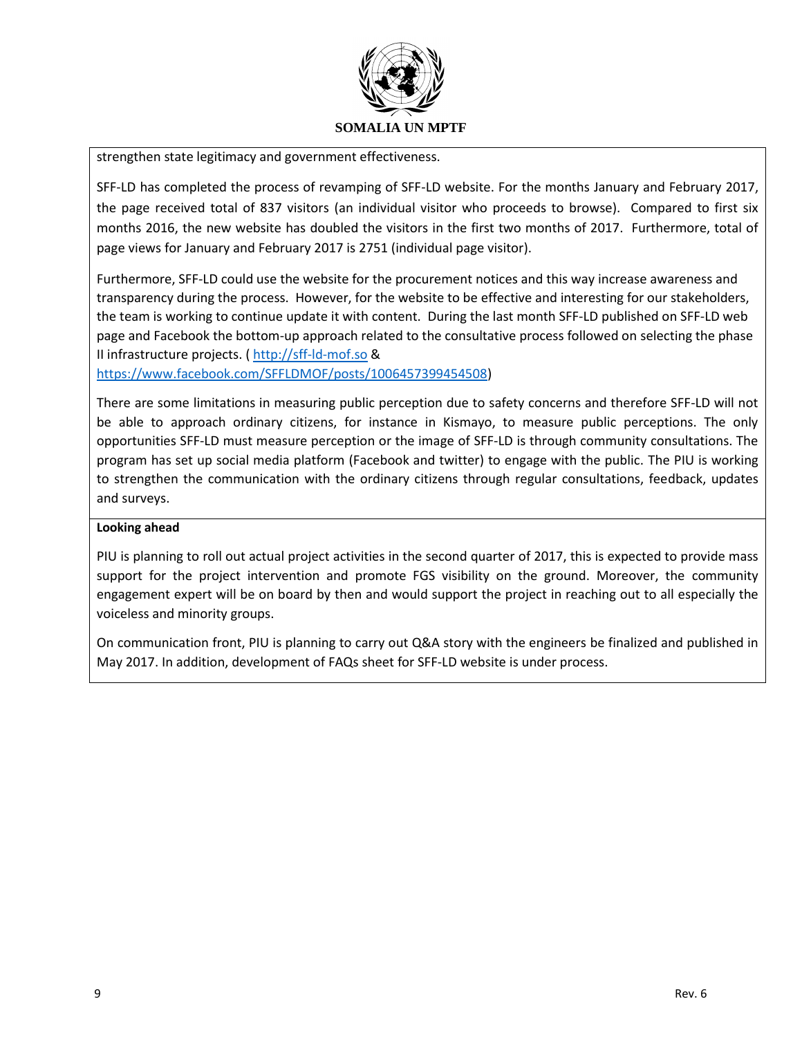strengthen state legitimacy and government effectiveness.

SFF-LD has completed the process of revamping of SFF-LD website. For the months January and February 2017, the page received total of 837 visitors (an individual visitor who proceeds to browse). Compared to first six months 2016, the new website has doubled the visitors in the first two months of 2017. Furthermore, total of page views for January and February 2017 is 2751 (individual page visitor).

Furthermore, SFF-LD could use the website for the procurement notices and this way increase awareness and transparency during the process. However, for the website to be effective and interesting for our stakeholders, the team is working to continue update it with content. During the last month SFF-LD published on SFF-LD web page and Facebook the bottom-up approach related to the consultative process followed on selecting the phase II infrastructure projects. ( http://sff-ld-mof.so & https://www.facebook.com/SFFLDMOF/posts/1006457399454508)

There are some limitations in measuring public perception due to safety concerns and therefore SFF-LD will not be able to approach ordinary citizens, for instance in Kismayo, to measure public perceptions. The only opportunities SFF-LD must measure perception or the image of SFF-LD is through community consultations. The program has set up social media platform (Facebook and twitter) to engage with the public. The PIU is working to strengthen the communication with the ordinary citizens through regular consultations, feedback, updates and surveys.

**Looking ahead**

PIU is planning to roll out actual project activities in the second quarter of 2017, this is expected to provide mass support for the project intervention and promote FGS visibility on the ground. Moreover, the community engagement expert will be on board by then and would support the project in reaching out to all especially the voiceless and minority groups.

On communication front, PIU is planning to carry out Q&A story with the engineers be finalized and published in May 2017. In addition, development of FAQs sheet for SFF-LD website is under process.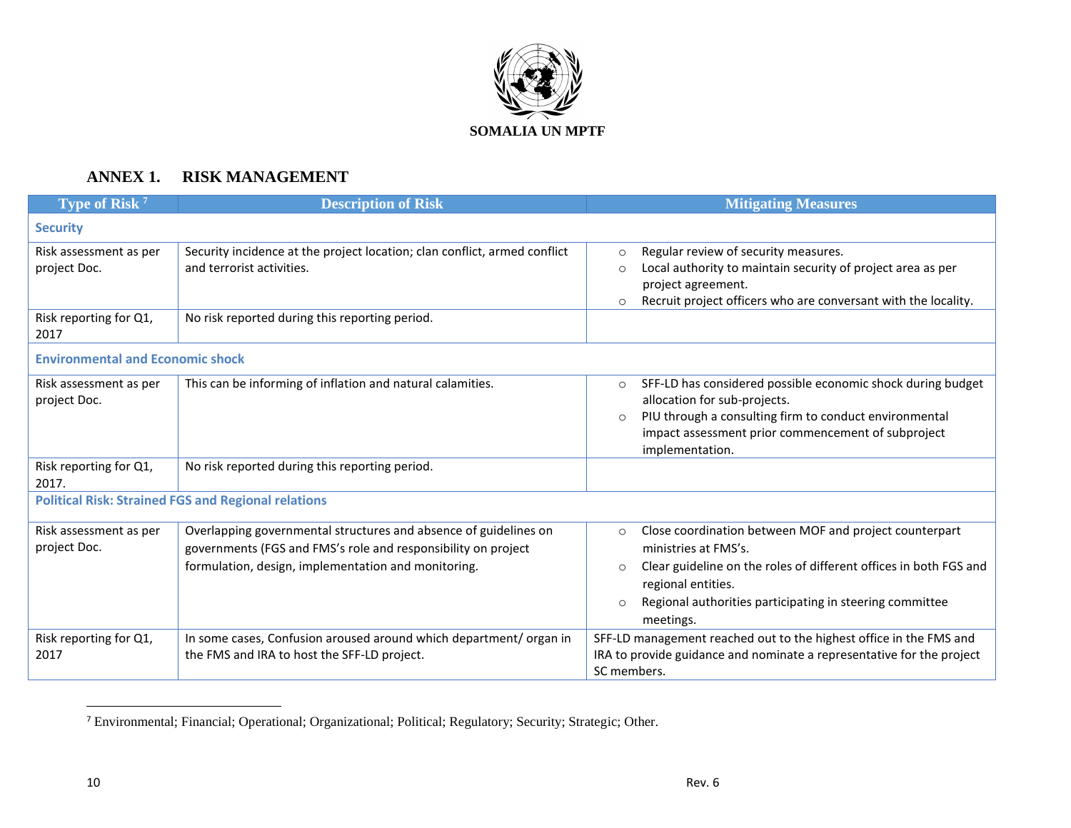SOMALIA UN MPTF

## ANNEX 1. RISK MANAGEMENT

| Type of Risk [7] | Description of Risk | Mitigating Measures |
|---|---|---|
| **Security** | | |
| Risk assessment as per project Doc. | Security incidence at the project location; clan conflict, armed conflict and terrorist activities. | ○ Regular review of security measures.<br>○ Local authority to maintain security of project area as per project agreement.<br>○ Recruit project officers who are conversant with the locality. |
| Risk reporting for Q1, 2017 | No risk reported during this reporting period. | |
| **Environmental and Economic shock** | | |
| Risk assessment as per project Doc. | This can be informing of inflation and natural calamities. | ○ SFF-LD has considered possible economic shock during budget allocation for sub-projects.<br>○ PIU through a consulting firm to conduct environmental impact assessment prior commencement of subproject implementation. |
| Risk reporting for Q1, 2017. | No risk reported during this reporting period. | |
| **Political Risk: Strained FGS and Regional relations** | | |
| Risk assessment as per project Doc. | Overlapping governmental structures and absence of guidelines on governments (FGS and FMS's role and responsibility on project formulation, design, implementation and monitoring. | ○ Close coordination between MOF and project counterpart ministries at FMS's.<br>○ Clear guideline on the roles of different offices in both FGS and regional entities.<br>○ Regional authorities participating in steering committee meetings. |
| Risk reporting for Q1, 2017 | In some cases, Confusion aroused around which department/ organ in the FMS and IRA to host the SFF-LD project. | SFF-LD management reached out to the highest office in the FMS and IRA to provide guidance and nominate a representative for the project SC members. |

[7] Environmental; Financial; Operational; Organizational; Political; Regulatory; Security; Strategic; Other.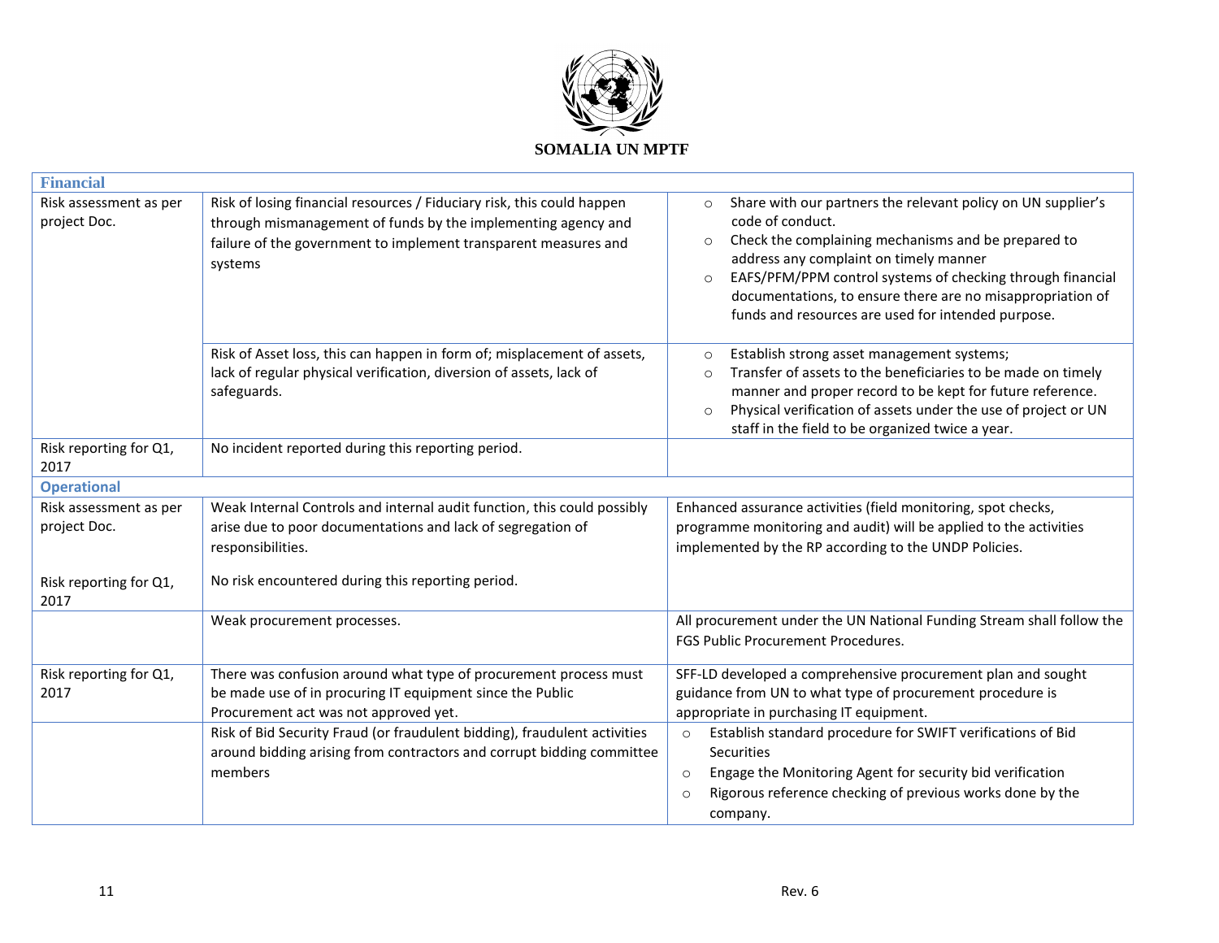**SOMALIA UN MPTF**

| **Financial** | | |
|---|---|---|
| Risk assessment as per project Doc. | Risk of losing financial resources / Fiduciary risk, this could happen through mismanagement of funds by the implementing agency and failure of the government to implement transparent measures and systems | ○ Share with our partners the relevant policy on UN supplier's code of conduct.<br>○ Check the complaining mechanisms and be prepared to address any complaint on timely manner<br>○ EAFS/PFM/PPM control systems of checking through financial documentations, to ensure there are no misappropriation of funds and resources are used for intended purpose. |
| | Risk of Asset loss, this can happen in form of; misplacement of assets, lack of regular physical verification, diversion of assets, lack of safeguards. | ○ Establish strong asset management systems;<br>○ Transfer of assets to the beneficiaries to be made on timely manner and proper record to be kept for future reference.<br>○ Physical verification of assets under the use of project or UN staff in the field to be organized twice a year. |
| Risk reporting for Q1, 2017 | No incident reported during this reporting period. | |
| **Operational** | | |
| Risk assessment as per project Doc.<br><br>Risk reporting for Q1, 2017 | Weak Internal Controls and internal audit function, this could possibly arise due to poor documentations and lack of segregation of responsibilities.<br><br>No risk encountered during this reporting period. | Enhanced assurance activities (field monitoring, spot checks, programme monitoring and audit) will be applied to the activities implemented by the RP according to the UNDP Policies. |
| | Weak procurement processes. | All procurement under the UN National Funding Stream shall follow the FGS Public Procurement Procedures. |
| Risk reporting for Q1, 2017 | There was confusion around what type of procurement process must be made use of in procuring IT equipment since the Public Procurement act was not approved yet. | SFF-LD developed a comprehensive procurement plan and sought guidance from UN to what type of procurement procedure is appropriate in purchasing IT equipment. |
| | Risk of Bid Security Fraud (or fraudulent bidding), fraudulent activities around bidding arising from contractors and corrupt bidding committee members | ○ Establish standard procedure for SWIFT verifications of Bid Securities<br>○ Engage the Monitoring Agent for security bid verification<br>○ Rigorous reference checking of previous works done by the company. |

Rev. 6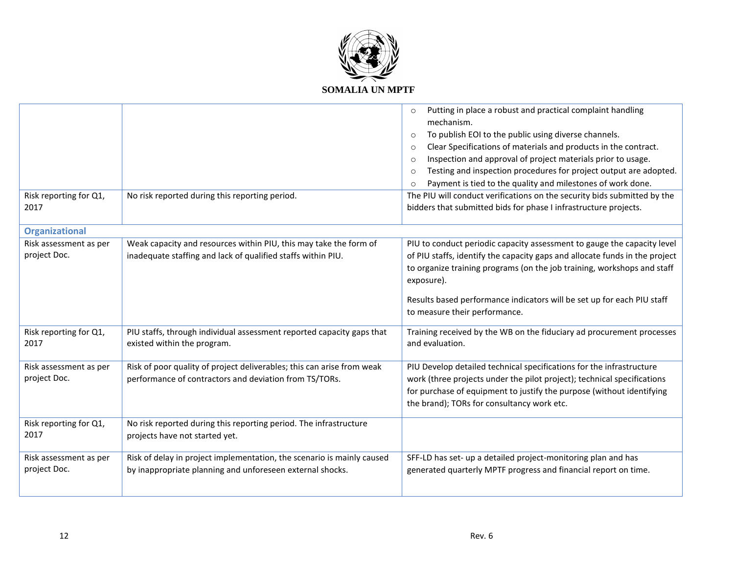| | | |
|---|---|---|
| | | ○ Putting in place a robust and practical complaint handling mechanism.<br>○ To publish EOI to the public using diverse channels.<br>○ Clear Specifications of materials and products in the contract.<br>○ Inspection and approval of project materials prior to usage.<br>○ Testing and inspection procedures for project output are adopted.<br>○ Payment is tied to the quality and milestones of work done. |
| Risk reporting for Q1, 2017 | No risk reported during this reporting period. | The PIU will conduct verifications on the security bids submitted by the bidders that submitted bids for phase I infrastructure projects. |
| **Organizational** | | |
| Risk assessment as per project Doc. | Weak capacity and resources within PIU, this may take the form of inadequate staffing and lack of qualified staffs within PIU. | PIU to conduct periodic capacity assessment to gauge the capacity level of PIU staffs, identify the capacity gaps and allocate funds in the project to organize training programs (on the job training, workshops and staff exposure).<br><br>Results based performance indicators will be set up for each PIU staff to measure their performance. |
| Risk reporting for Q1, 2017 | PIU staffs, through individual assessment reported capacity gaps that existed within the program. | Training received by the WB on the fiduciary ad procurement processes and evaluation. |
| Risk assessment as per project Doc. | Risk of poor quality of project deliverables; this can arise from weak performance of contractors and deviation from TS/TORs. | PIU Develop detailed technical specifications for the infrastructure work (three projects under the pilot project); technical specifications for purchase of equipment to justify the purpose (without identifying the brand); TORs for consultancy work etc. |
| Risk reporting for Q1, 2017 | No risk reported during this reporting period. The infrastructure projects have not started yet. | |
| Risk assessment as per project Doc. | Risk of delay in project implementation, the scenario is mainly caused by inappropriate planning and unforeseen external shocks. | SFF-LD has set- up a detailed project-monitoring plan and has generated quarterly MPTF progress and financial report on time. |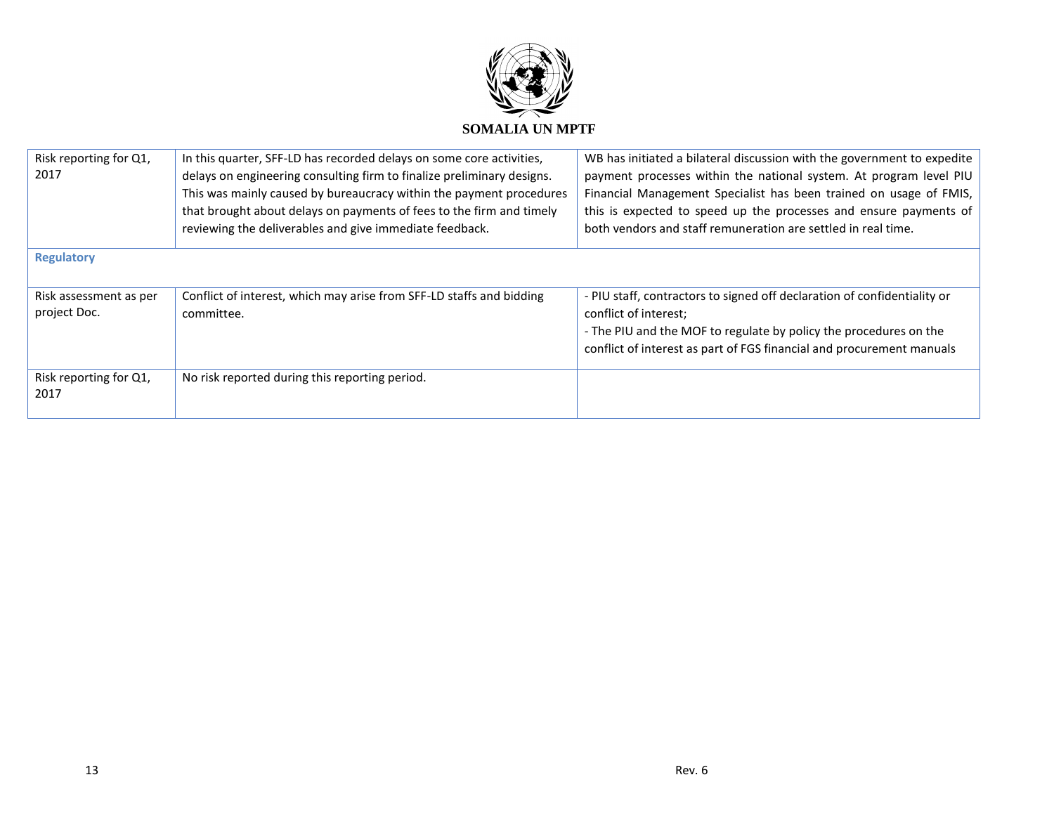| | | |
|---|---|---|
| Risk reporting for Q1, 2017 | In this quarter, SFF-LD has recorded delays on some core activities, delays on engineering consulting firm to finalize preliminary designs. This was mainly caused by bureaucracy within the payment procedures that brought about delays on payments of fees to the firm and timely reviewing the deliverables and give immediate feedback. | WB has initiated a bilateral discussion with the government to expedite payment processes within the national system. At program level PIU Financial Management Specialist has been trained on usage of FMIS, this is expected to speed up the processes and ensure payments of both vendors and staff remuneration are settled in real time. |
| **Regulatory** | | |
| Risk assessment as per project Doc. | Conflict of interest, which may arise from SFF-LD staffs and bidding committee. | - PIU staff, contractors to signed off declaration of confidentiality or conflict of interest;<br>- The PIU and the MOF to regulate by policy the procedures on the conflict of interest as part of FGS financial and procurement manuals |
| Risk reporting for Q1, 2017 | No risk reported during this reporting period. | |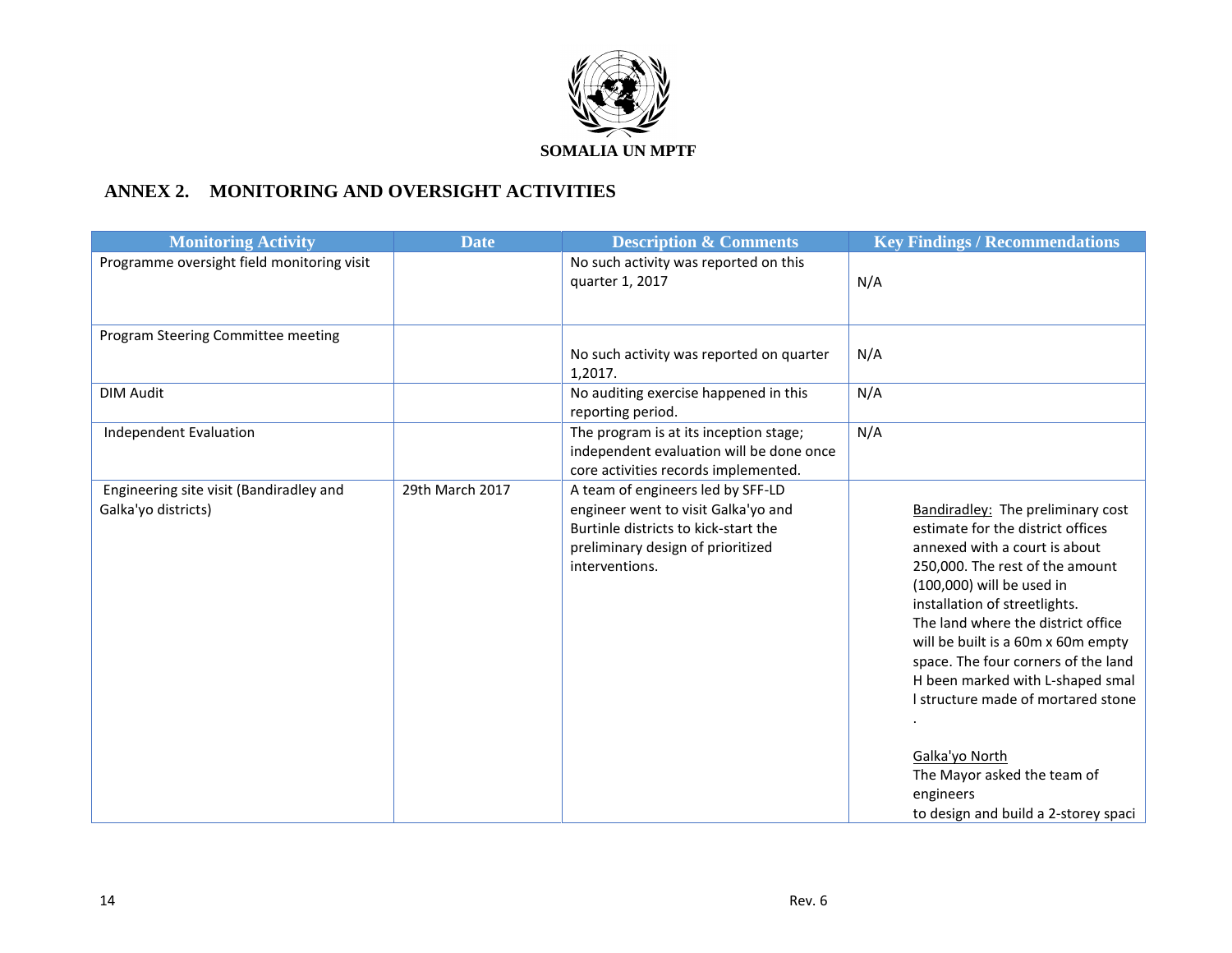SOMALIA UN MPTF

## ANNEX 2. MONITORING AND OVERSIGHT ACTIVITIES

| Monitoring Activity | Date | Description & Comments | Key Findings / Recommendations |
|---|---|---|---|
| Programme oversight field monitoring visit | | No such activity was reported on this quarter 1, 2017 | N/A |
| Program Steering Committee meeting | | No such activity was reported on quarter 1,2017. | N/A |
| DIM Audit | | No auditing exercise happened in this reporting period. | N/A |
| Independent Evaluation | | The program is at its inception stage; independent evaluation will be done once core activities records implemented. | N/A |
| Engineering site visit (Bandiradley and Galka'yo districts) | 29th March 2017 | A team of engineers led by SFF-LD engineer went to visit Galka'yo and Burtinle districts to kick-start the preliminary design of prioritized interventions. | Bandiradley: The preliminary cost estimate for the district offices annexed with a court is about 250,000. The rest of the amount (100,000) will be used in installation of streetlights. The land where the district office will be built is a 60m x 60m empty space. The four corners of the land H been marked with L-shaped smal l structure made of mortared stone . <br><br> Galka'yo North <br> The Mayor asked the team of engineers to design and build a 2-storey spaci |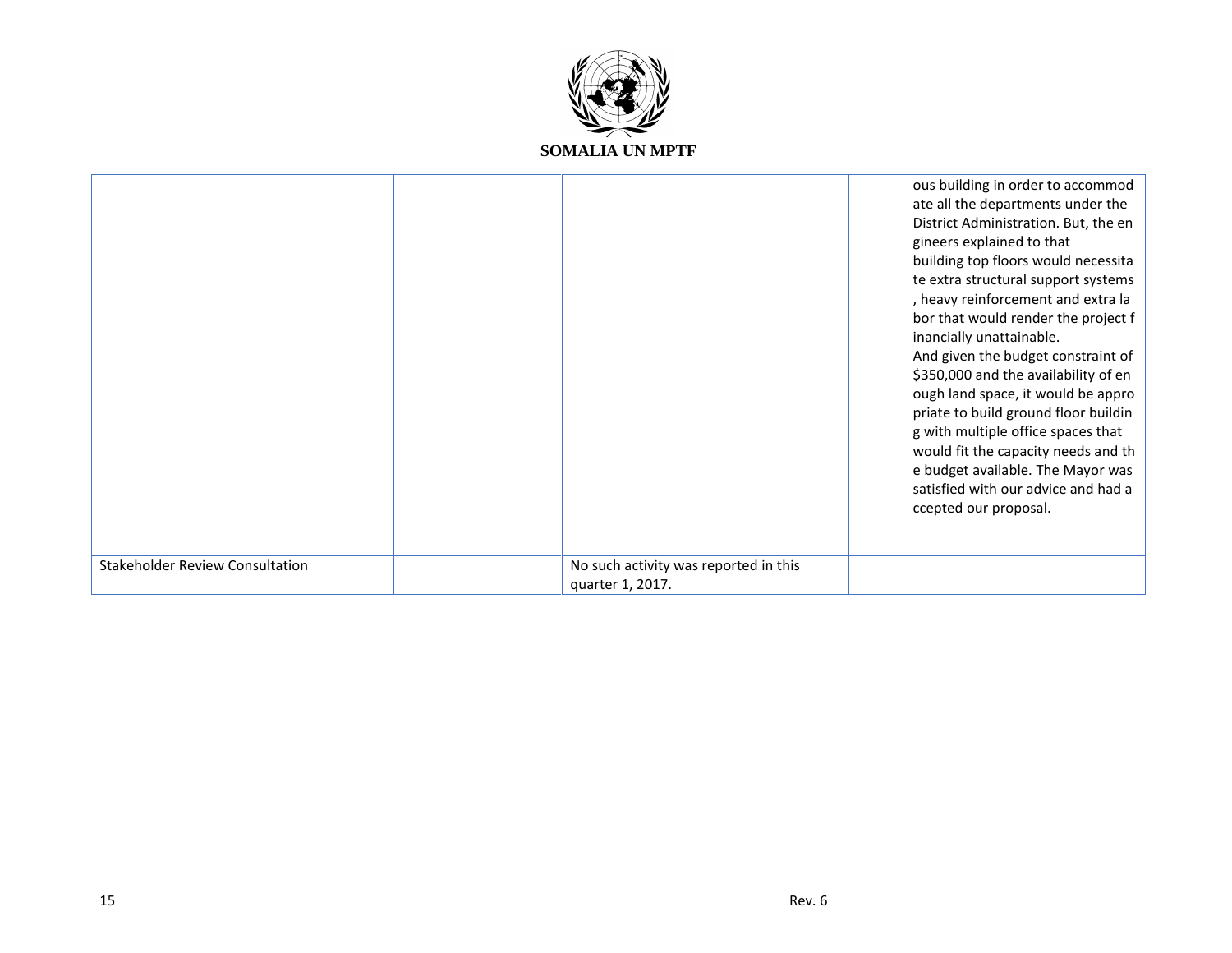| | | | |
|---|---|---|---|
| | | | ous building in order to accommodate all the departments under the District Administration. But, the engineers explained to that building top floors would necessitate extra structural support systems, heavy reinforcement and extra labor that would render the project financially unattainable. And given the budget constraint of $350,000 and the availability of enough land space, it would be appropriate to build ground floor building with multiple office spaces that would fit the capacity needs and the budget available. The Mayor was satisfied with our advice and had accepted our proposal. |
| Stakeholder Review Consultation | | No such activity was reported in this quarter 1, 2017. | |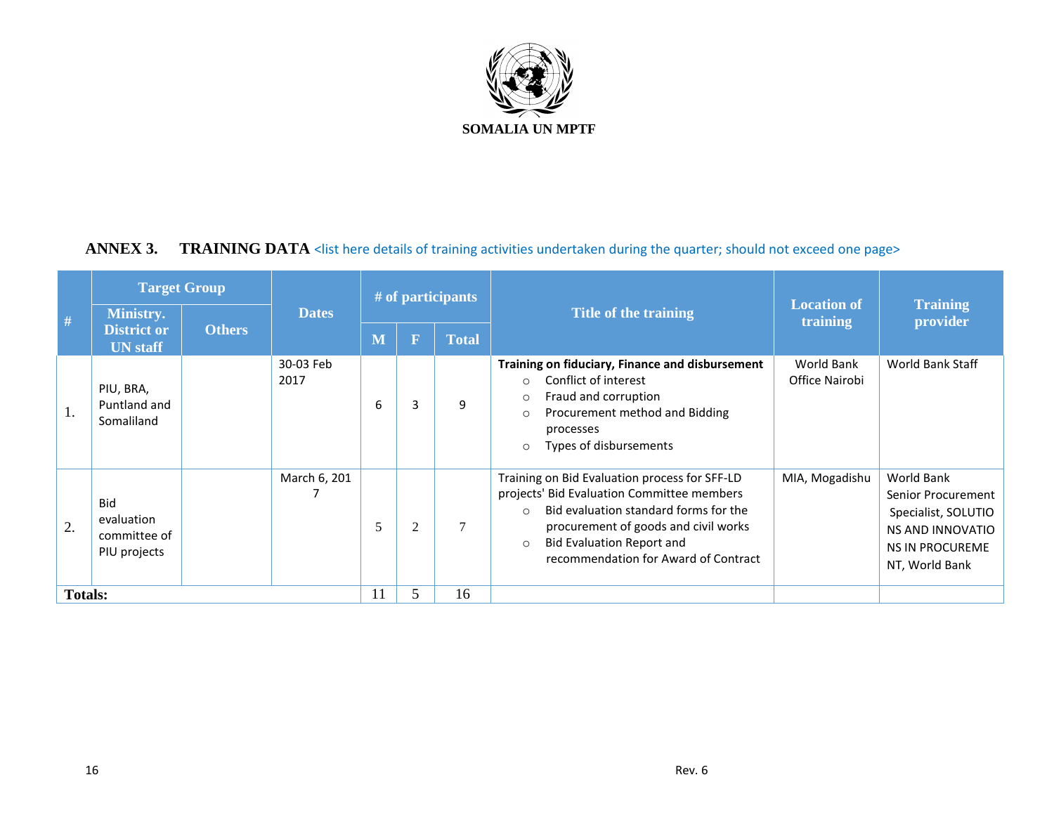**SOMALIA UN MPTF**

## ANNEX 3. TRAINING DATA <list here details of training activities undertaken during the quarter; should not exceed one page>

| # | Target Group | | Dates | # of participants | | | Title of the training | Location of training | Training provider |
|---|---|---|---|---|---|---|---|---|---|
| | Ministry. District or UN staff | Others | | M | F | Total | | | |
| 1. | PIU, BRA, Puntland and Somaliland | | 30-03 Feb 2017 | 6 | 3 | 9 | **Training on fiduciary, Finance and disbursement**<br>○ Conflict of interest<br>○ Fraud and corruption<br>○ Procurement method and Bidding processes<br>○ Types of disbursements | World Bank Office Nairobi | World Bank Staff |
| 2. | Bid evaluation committee of PIU projects | | March 6, 2017 | 5 | 2 | 7 | Training on Bid Evaluation process for SFF-LD projects' Bid Evaluation Committee members<br>○ Bid evaluation standard forms for the procurement of goods and civil works<br>○ Bid Evaluation Report and recommendation for Award of Contract | MIA, Mogadishu | World Bank Senior Procurement Specialist, SOLUTIONS AND INNOVATIONS IN PROCUREMENT, World Bank |
| **Totals:** | | | | 11 | 5 | 16 | | | |

Rev. 6